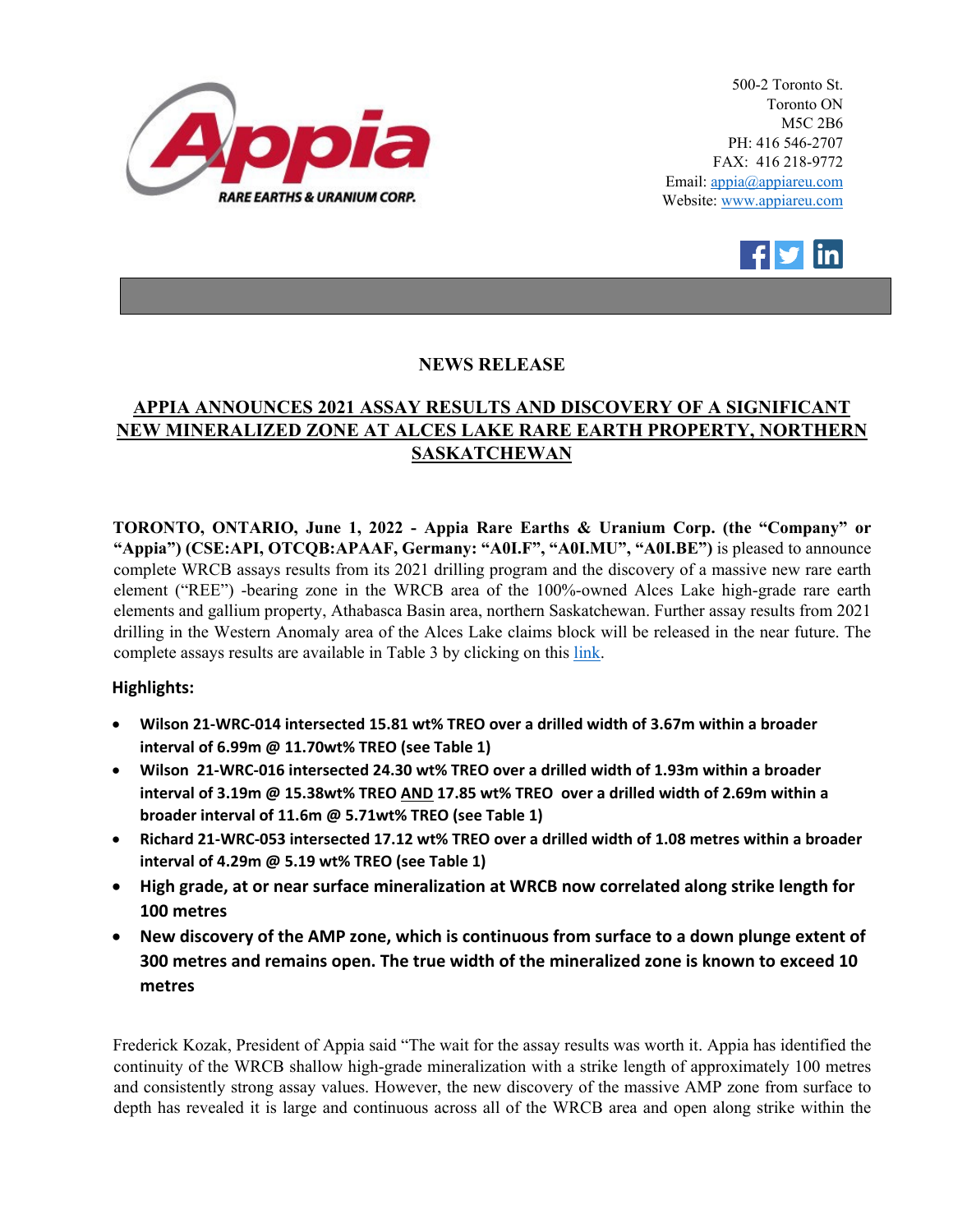500-2 Toronto St.
Toronto ON
M5C 2B6
PH: 416 546-2707
FAX: 416 218-9772
Email: appia@appiareu.com
Website: www.appiareu.com

**NEWS RELEASE**

## APPIA ANNOUNCES 2021 ASSAY RESULTS AND DISCOVERY OF A SIGNIFICANT NEW MINERALIZED ZONE AT ALCES LAKE RARE EARTH PROPERTY, NORTHERN SASKATCHEWAN

**TORONTO, ONTARIO, June 1, 2022 - Appia Rare Earths & Uranium Corp. (the "Company" or "Appia") (CSE:API, OTCQB:APAAF, Germany: "A0I.F", "A0I.MU", "A0I.BE")** is pleased to announce complete WRCB assays results from its 2021 drilling program and the discovery of a massive new rare earth element ("REE") -bearing zone in the WRCB area of the 100%-owned Alces Lake high-grade rare earth elements and gallium property, Athabasca Basin area, northern Saskatchewan. Further assay results from 2021 drilling in the Western Anomaly area of the Alces Lake claims block will be released in the near future. The complete assays results are available in Table 3 by clicking on this link.

**Highlights:**

- **Wilson 21-WRC-014 intersected 15.81 wt% TREO over a drilled width of 3.67m within a broader interval of 6.99m @ 11.70wt% TREO (see Table 1)**
- **Wilson 21-WRC-016 intersected 24.30 wt% TREO over a drilled width of 1.93m within a broader interval of 3.19m @ 15.38wt% TREO AND 17.85 wt% TREO over a drilled width of 2.69m within a broader interval of 11.6m @ 5.71wt% TREO (see Table 1)**
- **Richard 21-WRC-053 intersected 17.12 wt% TREO over a drilled width of 1.08 metres within a broader interval of 4.29m @ 5.19 wt% TREO (see Table 1)**
- **High grade, at or near surface mineralization at WRCB now correlated along strike length for 100 metres**
- **New discovery of the AMP zone, which is continuous from surface to a down plunge extent of 300 metres and remains open. The true width of the mineralized zone is known to exceed 10 metres**

Frederick Kozak, President of Appia said "The wait for the assay results was worth it. Appia has identified the continuity of the WRCB shallow high-grade mineralization with a strike length of approximately 100 metres and consistently strong assay values. However, the new discovery of the massive AMP zone from surface to depth has revealed it is large and continuous across all of the WRCB area and open along strike within the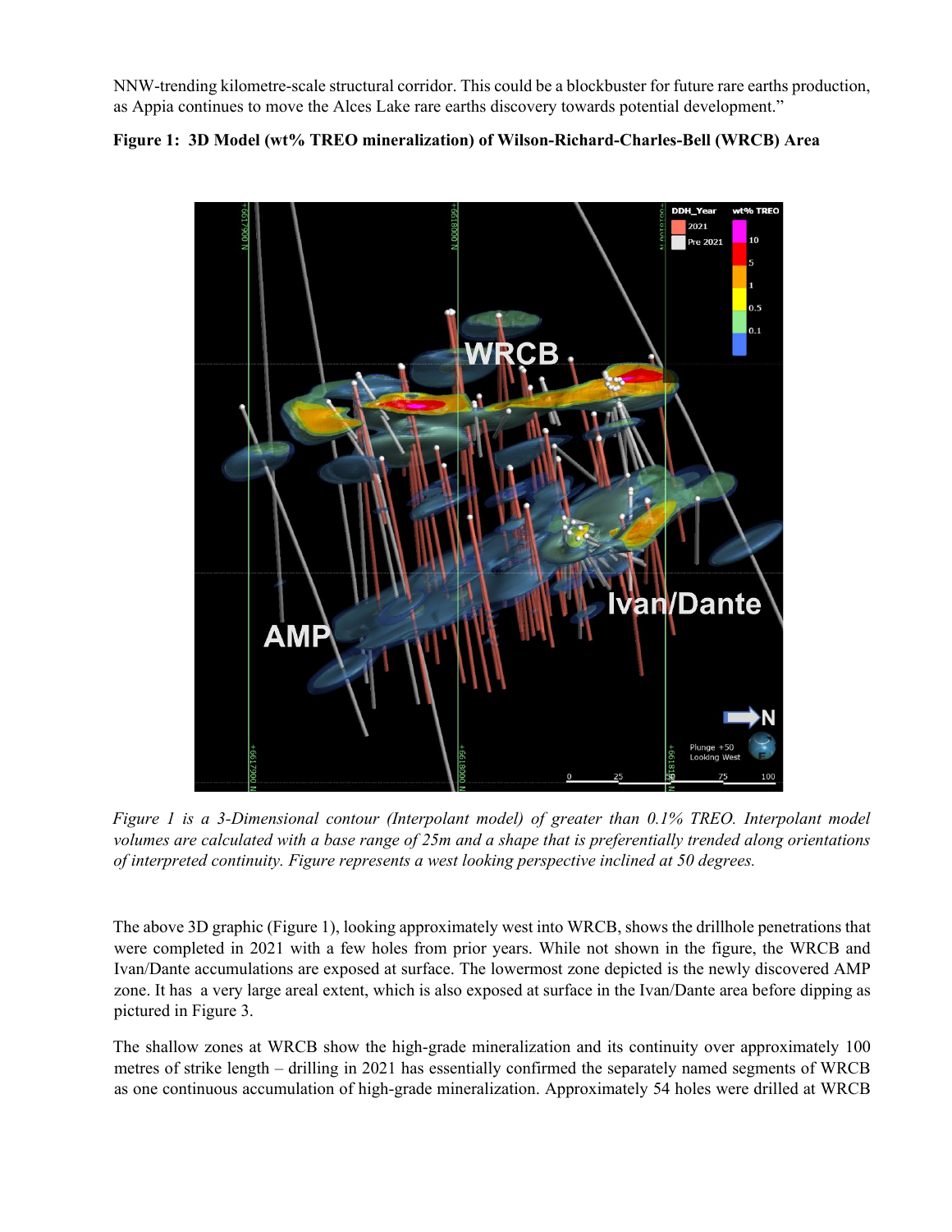NNW-trending kilometre-scale structural corridor. This could be a blockbuster for future rare earths production, as Appia continues to move the Alces Lake rare earths discovery towards potential development."

**Figure 1: 3D Model (wt% TREO mineralization) of Wilson-Richard-Charles-Bell (WRCB) Area**

*Figure 1 is a 3-Dimensional contour (Interpolant model) of greater than 0.1% TREO. Interpolant model volumes are calculated with a base range of 25m and a shape that is preferentially trended along orientations of interpreted continuity. Figure represents a west looking perspective inclined at 50 degrees.*

The above 3D graphic (Figure 1), looking approximately west into WRCB, shows the drillhole penetrations that were completed in 2021 with a few holes from prior years. While not shown in the figure, the WRCB and Ivan/Dante accumulations are exposed at surface. The lowermost zone depicted is the newly discovered AMP zone. It has a very large areal extent, which is also exposed at surface in the Ivan/Dante area before dipping as pictured in Figure 3.

The shallow zones at WRCB show the high-grade mineralization and its continuity over approximately 100 metres of strike length – drilling in 2021 has essentially confirmed the separately named segments of WRCB as one continuous accumulation of high-grade mineralization. Approximately 54 holes were drilled at WRCB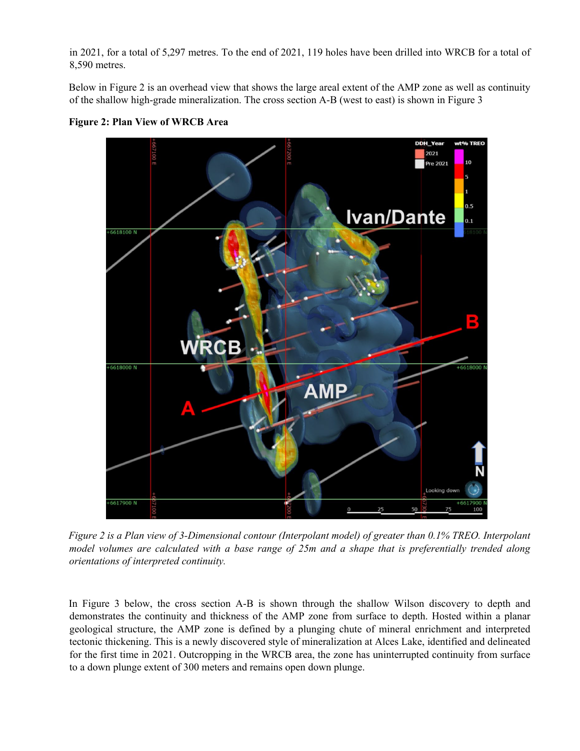in 2021, for a total of 5,297 metres. To the end of 2021, 119 holes have been drilled into WRCB for a total of 8,590 metres.

Below in Figure 2 is an overhead view that shows the large areal extent of the AMP zone as well as continuity of the shallow high-grade mineralization. The cross section A-B (west to east) is shown in Figure 3

**Figure 2: Plan View of WRCB Area**

*Figure 2 is a Plan view of 3-Dimensional contour (Interpolant model) of greater than 0.1% TREO. Interpolant model volumes are calculated with a base range of 25m and a shape that is preferentially trended along orientations of interpreted continuity.*

In Figure 3 below, the cross section A-B is shown through the shallow Wilson discovery to depth and demonstrates the continuity and thickness of the AMP zone from surface to depth. Hosted within a planar geological structure, the AMP zone is defined by a plunging chute of mineral enrichment and interpreted tectonic thickening. This is a newly discovered style of mineralization at Alces Lake, identified and delineated for the first time in 2021. Outcropping in the WRCB area, the zone has uninterrupted continuity from surface to a down plunge extent of 300 meters and remains open down plunge.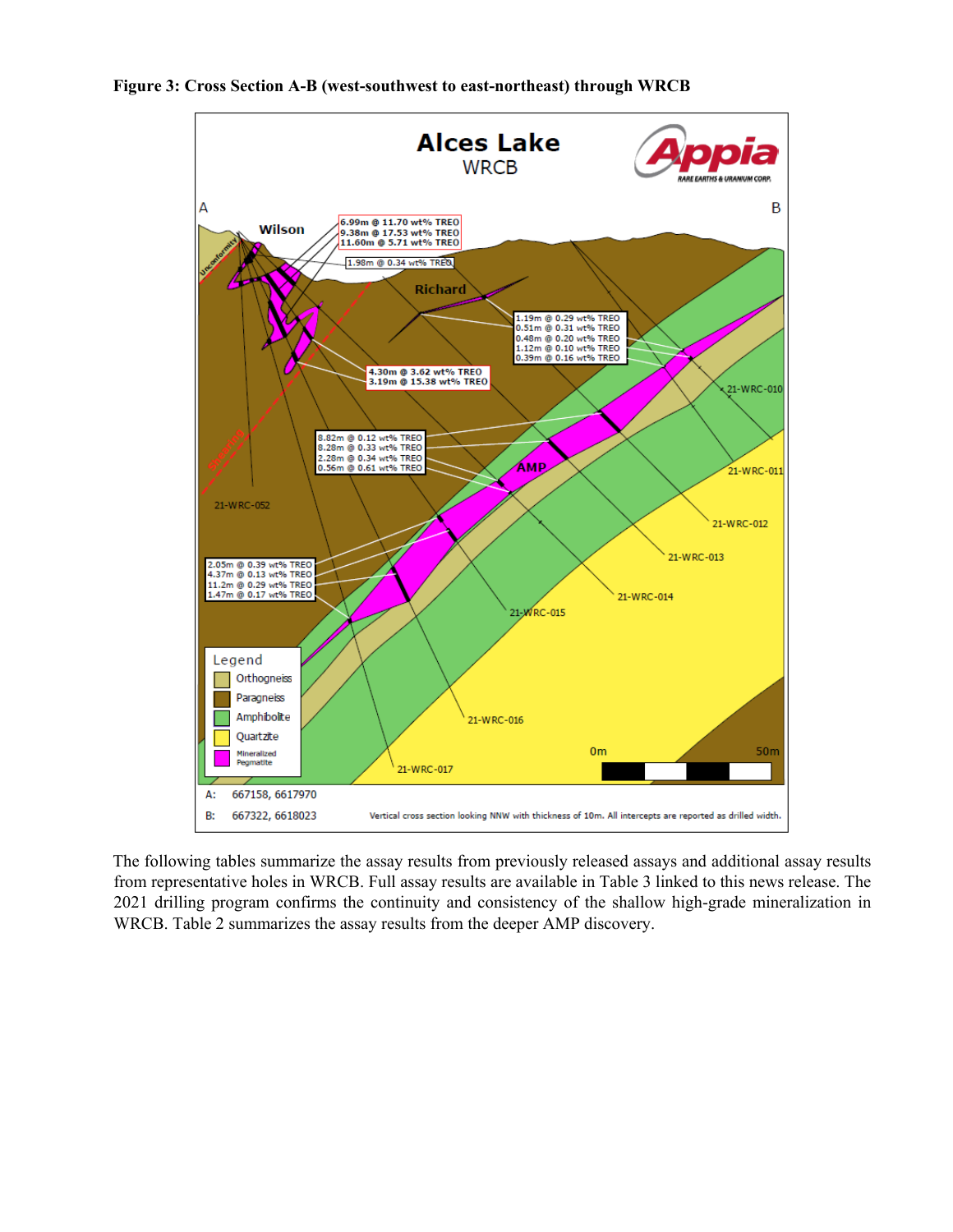**Figure 3: Cross Section A-B (west-southwest to east-northeast) through WRCB**

The following tables summarize the assay results from previously released assays and additional assay results from representative holes in WRCB. Full assay results are available in Table 3 linked to this news release. The 2021 drilling program confirms the continuity and consistency of the shallow high-grade mineralization in WRCB. Table 2 summarizes the assay results from the deeper AMP discovery.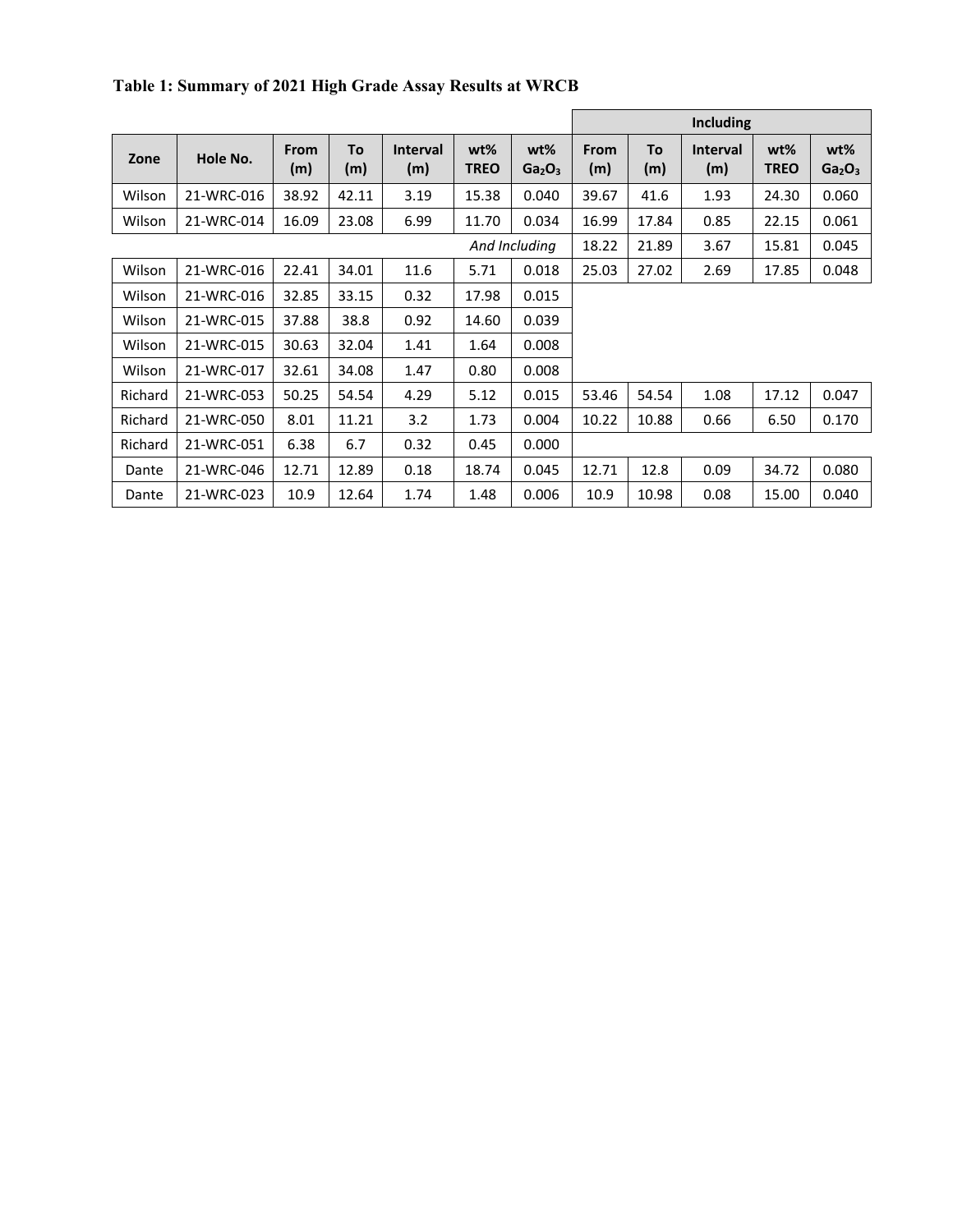**Table 1: Summary of 2021 High Grade Assay Results at WRCB**

| | | | | | | | Including | | | | |
|---|---|---|---|---|---|---|---|---|---|---|---|
| Zone | Hole No. | From (m) | To (m) | Interval (m) | wt% TREO | wt% $Ga_2O_3$ | From (m) | To (m) | Interval (m) | wt% TREO | wt% $Ga_2O_3$ |
| Wilson | 21-WRC-016 | 38.92 | 42.11 | 3.19 | 15.38 | 0.040 | 39.67 | 41.6 | 1.93 | 24.30 | 0.060 |
| Wilson | 21-WRC-014 | 16.09 | 23.08 | 6.99 | 11.70 | 0.034 | 16.99 | 17.84 | 0.85 | 22.15 | 0.061 |
| | | | | | *And Including* | | 18.22 | 21.89 | 3.67 | 15.81 | 0.045 |
| Wilson | 21-WRC-016 | 22.41 | 34.01 | 11.6 | 5.71 | 0.018 | 25.03 | 27.02 | 2.69 | 17.85 | 0.048 |
| Wilson | 21-WRC-016 | 32.85 | 33.15 | 0.32 | 17.98 | 0.015 | | | | | |
| Wilson | 21-WRC-015 | 37.88 | 38.8 | 0.92 | 14.60 | 0.039 | | | | | |
| Wilson | 21-WRC-015 | 30.63 | 32.04 | 1.41 | 1.64 | 0.008 | | | | | |
| Wilson | 21-WRC-017 | 32.61 | 34.08 | 1.47 | 0.80 | 0.008 | | | | | |
| Richard | 21-WRC-053 | 50.25 | 54.54 | 4.29 | 5.12 | 0.015 | 53.46 | 54.54 | 1.08 | 17.12 | 0.047 |
| Richard | 21-WRC-050 | 8.01 | 11.21 | 3.2 | 1.73 | 0.004 | 10.22 | 10.88 | 0.66 | 6.50 | 0.170 |
| Richard | 21-WRC-051 | 6.38 | 6.7 | 0.32 | 0.45 | 0.000 | | | | | |
| Dante | 21-WRC-046 | 12.71 | 12.89 | 0.18 | 18.74 | 0.045 | 12.71 | 12.8 | 0.09 | 34.72 | 0.080 |
| Dante | 21-WRC-023 | 10.9 | 12.64 | 1.74 | 1.48 | 0.006 | 10.9 | 10.98 | 0.08 | 15.00 | 0.040 |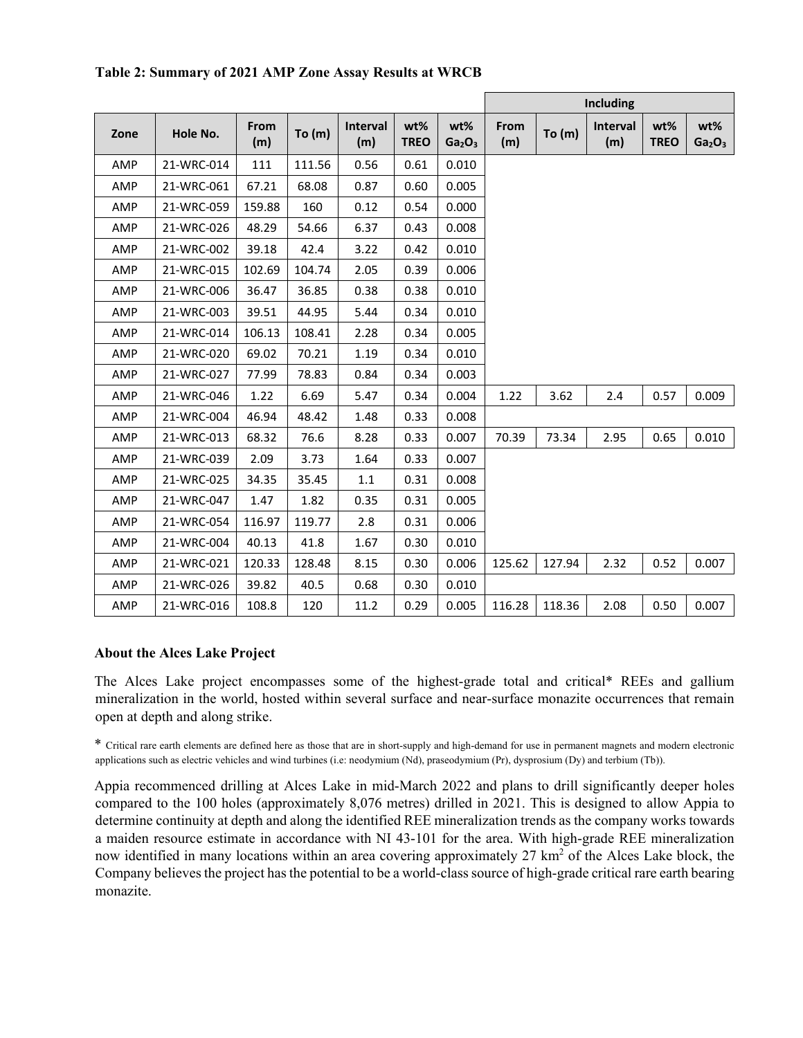**Table 2: Summary of 2021 AMP Zone Assay Results at WRCB**

| | | | | | | | Including | | | | |
|---|---|---|---|---|---|---|---|---|---|---|---|
| Zone | Hole No. | From (m) | To (m) | Interval (m) | wt% TREO | wt% $Ga_2O_3$ | From (m) | To (m) | Interval (m) | wt% TREO | wt% $Ga_2O_3$ |
| AMP | 21-WRC-014 | 111 | 111.56 | 0.56 | 0.61 | 0.010 | | | | | |
| AMP | 21-WRC-061 | 67.21 | 68.08 | 0.87 | 0.60 | 0.005 | | | | | |
| AMP | 21-WRC-059 | 159.88 | 160 | 0.12 | 0.54 | 0.000 | | | | | |
| AMP | 21-WRC-026 | 48.29 | 54.66 | 6.37 | 0.43 | 0.008 | | | | | |
| AMP | 21-WRC-002 | 39.18 | 42.4 | 3.22 | 0.42 | 0.010 | | | | | |
| AMP | 21-WRC-015 | 102.69 | 104.74 | 2.05 | 0.39 | 0.006 | | | | | |
| AMP | 21-WRC-006 | 36.47 | 36.85 | 0.38 | 0.38 | 0.010 | | | | | |
| AMP | 21-WRC-003 | 39.51 | 44.95 | 5.44 | 0.34 | 0.010 | | | | | |
| AMP | 21-WRC-014 | 106.13 | 108.41 | 2.28 | 0.34 | 0.005 | | | | | |
| AMP | 21-WRC-020 | 69.02 | 70.21 | 1.19 | 0.34 | 0.010 | | | | | |
| AMP | 21-WRC-027 | 77.99 | 78.83 | 0.84 | 0.34 | 0.003 | | | | | |
| AMP | 21-WRC-046 | 1.22 | 6.69 | 5.47 | 0.34 | 0.004 | 1.22 | 3.62 | 2.4 | 0.57 | 0.009 |
| AMP | 21-WRC-004 | 46.94 | 48.42 | 1.48 | 0.33 | 0.008 | | | | | |
| AMP | 21-WRC-013 | 68.32 | 76.6 | 8.28 | 0.33 | 0.007 | 70.39 | 73.34 | 2.95 | 0.65 | 0.010 |
| AMP | 21-WRC-039 | 2.09 | 3.73 | 1.64 | 0.33 | 0.007 | | | | | |
| AMP | 21-WRC-025 | 34.35 | 35.45 | 1.1 | 0.31 | 0.008 | | | | | |
| AMP | 21-WRC-047 | 1.47 | 1.82 | 0.35 | 0.31 | 0.005 | | | | | |
| AMP | 21-WRC-054 | 116.97 | 119.77 | 2.8 | 0.31 | 0.006 | | | | | |
| AMP | 21-WRC-004 | 40.13 | 41.8 | 1.67 | 0.30 | 0.010 | | | | | |
| AMP | 21-WRC-021 | 120.33 | 128.48 | 8.15 | 0.30 | 0.006 | 125.62 | 127.94 | 2.32 | 0.52 | 0.007 |
| AMP | 21-WRC-026 | 39.82 | 40.5 | 0.68 | 0.30 | 0.010 | | | | | |
| AMP | 21-WRC-016 | 108.8 | 120 | 11.2 | 0.29 | 0.005 | 116.28 | 118.36 | 2.08 | 0.50 | 0.007 |

**About the Alces Lake Project**

The Alces Lake project encompasses some of the highest-grade total and critical* REEs and gallium mineralization in the world, hosted within several surface and near-surface monazite occurrences that remain open at depth and along strike.

* Critical rare earth elements are defined here as those that are in short-supply and high-demand for use in permanent magnets and modern electronic applications such as electric vehicles and wind turbines (i.e: neodymium (Nd), praseodymium (Pr), dysprosium (Dy) and terbium (Tb)).

Appia recommenced drilling at Alces Lake in mid-March 2022 and plans to drill significantly deeper holes compared to the 100 holes (approximately 8,076 metres) drilled in 2021. This is designed to allow Appia to determine continuity at depth and along the identified REE mineralization trends as the company works towards a maiden resource estimate in accordance with NI 43-101 for the area. With high-grade REE mineralization now identified in many locations within an area covering approximately 27 $km^2$ of the Alces Lake block, the Company believes the project has the potential to be a world-class source of high-grade critical rare earth bearing monazite.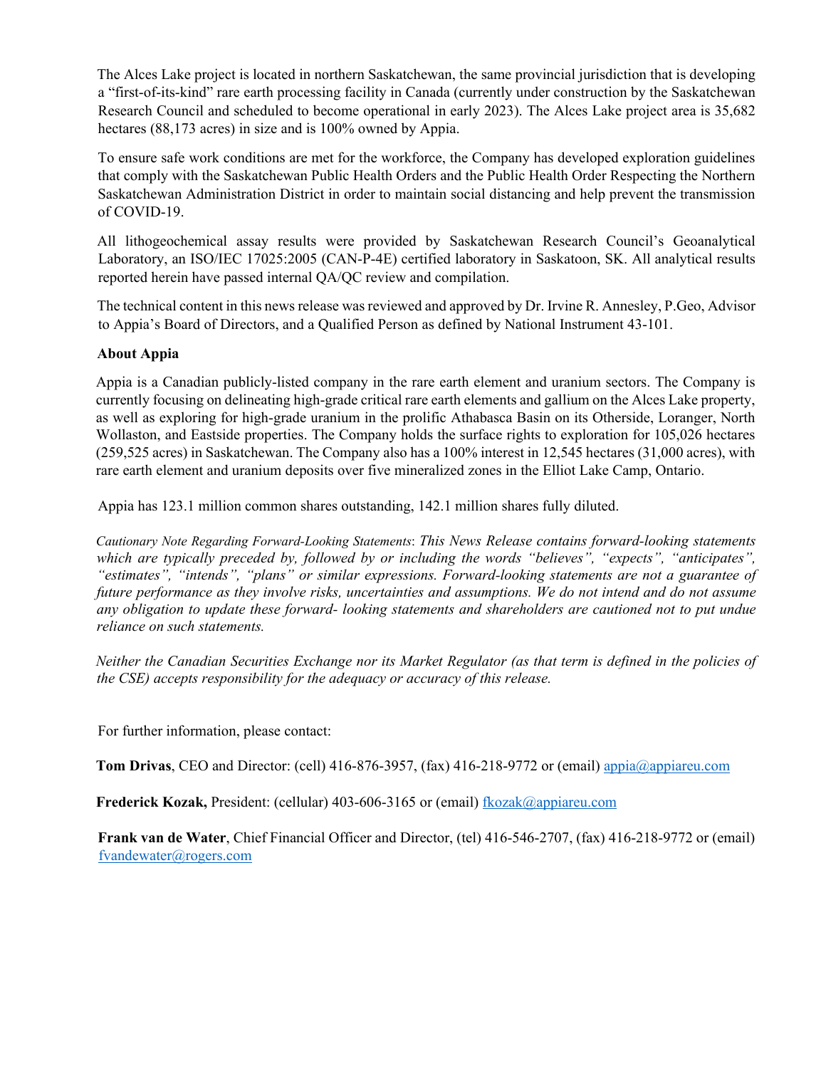The Alces Lake project is located in northern Saskatchewan, the same provincial jurisdiction that is developing a "first-of-its-kind" rare earth processing facility in Canada (currently under construction by the Saskatchewan Research Council and scheduled to become operational in early 2023). The Alces Lake project area is 35,682 hectares (88,173 acres) in size and is 100% owned by Appia.

To ensure safe work conditions are met for the workforce, the Company has developed exploration guidelines that comply with the Saskatchewan Public Health Orders and the Public Health Order Respecting the Northern Saskatchewan Administration District in order to maintain social distancing and help prevent the transmission of COVID-19.

All lithogeochemical assay results were provided by Saskatchewan Research Council's Geoanalytical Laboratory, an ISO/IEC 17025:2005 (CAN-P-4E) certified laboratory in Saskatoon, SK. All analytical results reported herein have passed internal QA/QC review and compilation.

The technical content in this news release was reviewed and approved by Dr. Irvine R. Annesley, P.Geo, Advisor to Appia's Board of Directors, and a Qualified Person as defined by National Instrument 43-101.

**About Appia**

Appia is a Canadian publicly-listed company in the rare earth element and uranium sectors. The Company is currently focusing on delineating high-grade critical rare earth elements and gallium on the Alces Lake property, as well as exploring for high-grade uranium in the prolific Athabasca Basin on its Otherside, Loranger, North Wollaston, and Eastside properties. The Company holds the surface rights to exploration for 105,026 hectares (259,525 acres) in Saskatchewan. The Company also has a 100% interest in 12,545 hectares (31,000 acres), with rare earth element and uranium deposits over five mineralized zones in the Elliot Lake Camp, Ontario.

Appia has 123.1 million common shares outstanding, 142.1 million shares fully diluted.

*Cautionary Note Regarding Forward-Looking Statements: This News Release contains forward-looking statements which are typically preceded by, followed by or including the words "believes", "expects", "anticipates", "estimates", "intends", "plans" or similar expressions. Forward-looking statements are not a guarantee of future performance as they involve risks, uncertainties and assumptions. We do not intend and do not assume any obligation to update these forward- looking statements and shareholders are cautioned not to put undue reliance on such statements.*

*Neither the Canadian Securities Exchange nor its Market Regulator (as that term is defined in the policies of the CSE) accepts responsibility for the adequacy or accuracy of this release.*

For further information, please contact:

**Tom Drivas**, CEO and Director: (cell) 416-876-3957, (fax) 416-218-9772 or (email) appia@appiareu.com

**Frederick Kozak,** President: (cellular) 403-606-3165 or (email) fkozak@appiareu.com

**Frank van de Water**, Chief Financial Officer and Director, (tel) 416-546-2707, (fax) 416-218-9772 or (email) fvandewater@rogers.com